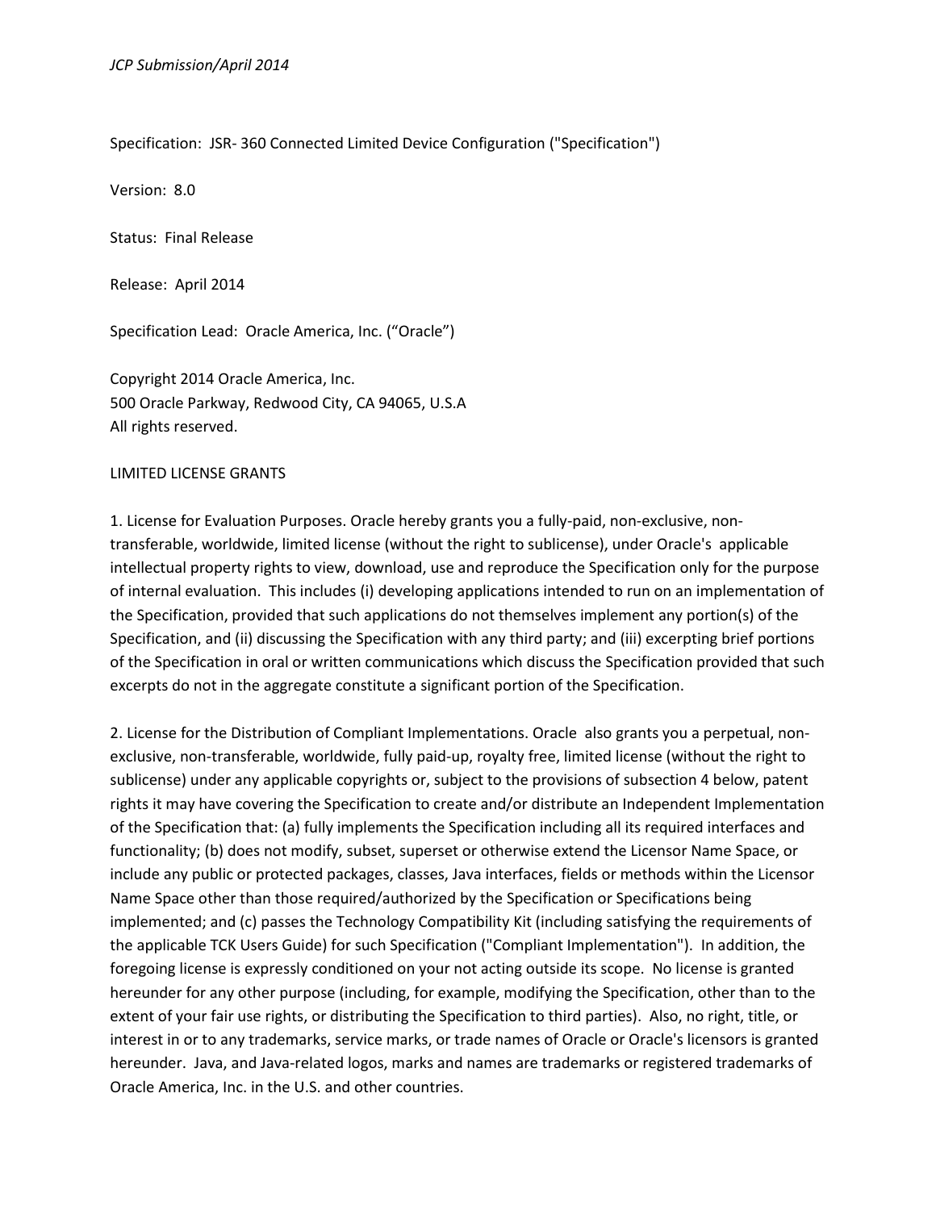*JCP Submission/April 2014*

Specification: JSR- 360 Connected Limited Device Configuration ("Specification")

Version: 8.0

Status: Final Release

Release: April 2014

Specification Lead: Oracle America, Inc. (“Oracle”)

Copyright 2014 Oracle America, Inc.
500 Oracle Parkway, Redwood City, CA 94065, U.S.A
All rights reserved.

LIMITED LICENSE GRANTS

1. License for Evaluation Purposes. Oracle hereby grants you a fully-paid, non-exclusive, non-transferable, worldwide, limited license (without the right to sublicense), under Oracle's applicable intellectual property rights to view, download, use and reproduce the Specification only for the purpose of internal evaluation. This includes (i) developing applications intended to run on an implementation of the Specification, provided that such applications do not themselves implement any portion(s) of the Specification, and (ii) discussing the Specification with any third party; and (iii) excerpting brief portions of the Specification in oral or written communications which discuss the Specification provided that such excerpts do not in the aggregate constitute a significant portion of the Specification.

2. License for the Distribution of Compliant Implementations. Oracle also grants you a perpetual, non-exclusive, non-transferable, worldwide, fully paid-up, royalty free, limited license (without the right to sublicense) under any applicable copyrights or, subject to the provisions of subsection 4 below, patent rights it may have covering the Specification to create and/or distribute an Independent Implementation of the Specification that: (a) fully implements the Specification including all its required interfaces and functionality; (b) does not modify, subset, superset or otherwise extend the Licensor Name Space, or include any public or protected packages, classes, Java interfaces, fields or methods within the Licensor Name Space other than those required/authorized by the Specification or Specifications being implemented; and (c) passes the Technology Compatibility Kit (including satisfying the requirements of the applicable TCK Users Guide) for such Specification ("Compliant Implementation"). In addition, the foregoing license is expressly conditioned on your not acting outside its scope. No license is granted hereunder for any other purpose (including, for example, modifying the Specification, other than to the extent of your fair use rights, or distributing the Specification to third parties). Also, no right, title, or interest in or to any trademarks, service marks, or trade names of Oracle or Oracle's licensors is granted hereunder. Java, and Java-related logos, marks and names are trademarks or registered trademarks of Oracle America, Inc. in the U.S. and other countries.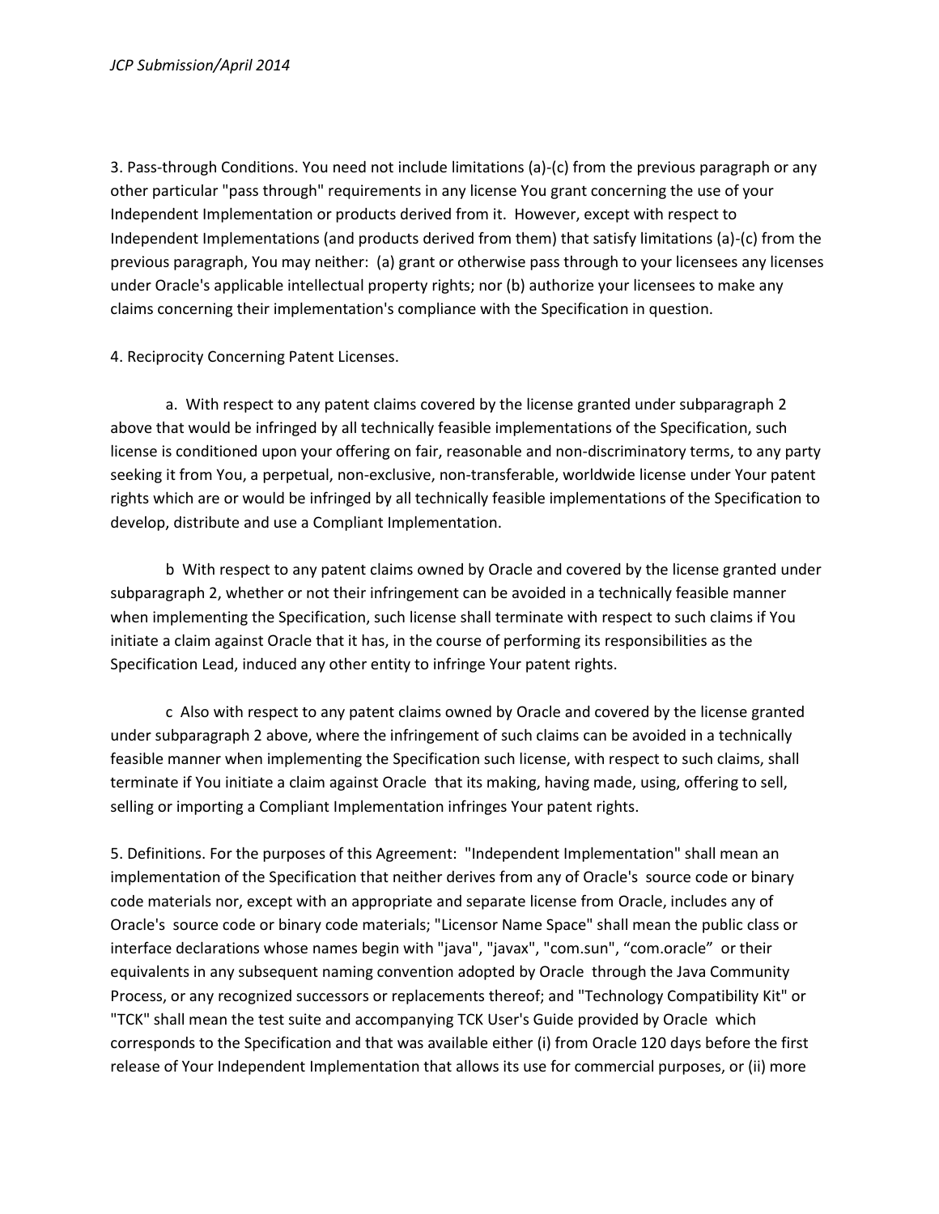3. Pass-through Conditions. You need not include limitations (a)-(c) from the previous paragraph or any other particular "pass through" requirements in any license You grant concerning the use of your Independent Implementation or products derived from it. However, except with respect to Independent Implementations (and products derived from them) that satisfy limitations (a)-(c) from the previous paragraph, You may neither: (a) grant or otherwise pass through to your licensees any licenses under Oracle's applicable intellectual property rights; nor (b) authorize your licensees to make any claims concerning their implementation's compliance with the Specification in question.

4. Reciprocity Concerning Patent Licenses.

a. With respect to any patent claims covered by the license granted under subparagraph 2 above that would be infringed by all technically feasible implementations of the Specification, such license is conditioned upon your offering on fair, reasonable and non-discriminatory terms, to any party seeking it from You, a perpetual, non-exclusive, non-transferable, worldwide license under Your patent rights which are or would be infringed by all technically feasible implementations of the Specification to develop, distribute and use a Compliant Implementation.

b With respect to any patent claims owned by Oracle and covered by the license granted under subparagraph 2, whether or not their infringement can be avoided in a technically feasible manner when implementing the Specification, such license shall terminate with respect to such claims if You initiate a claim against Oracle that it has, in the course of performing its responsibilities as the Specification Lead, induced any other entity to infringe Your patent rights.

c Also with respect to any patent claims owned by Oracle and covered by the license granted under subparagraph 2 above, where the infringement of such claims can be avoided in a technically feasible manner when implementing the Specification such license, with respect to such claims, shall terminate if You initiate a claim against Oracle that its making, having made, using, offering to sell, selling or importing a Compliant Implementation infringes Your patent rights.

5. Definitions. For the purposes of this Agreement: "Independent Implementation" shall mean an implementation of the Specification that neither derives from any of Oracle's source code or binary code materials nor, except with an appropriate and separate license from Oracle, includes any of Oracle's source code or binary code materials; "Licensor Name Space" shall mean the public class or interface declarations whose names begin with "java", "javax", "com.sun", "com.oracle" or their equivalents in any subsequent naming convention adopted by Oracle through the Java Community Process, or any recognized successors or replacements thereof; and "Technology Compatibility Kit" or "TCK" shall mean the test suite and accompanying TCK User's Guide provided by Oracle which corresponds to the Specification and that was available either (i) from Oracle 120 days before the first release of Your Independent Implementation that allows its use for commercial purposes, or (ii) more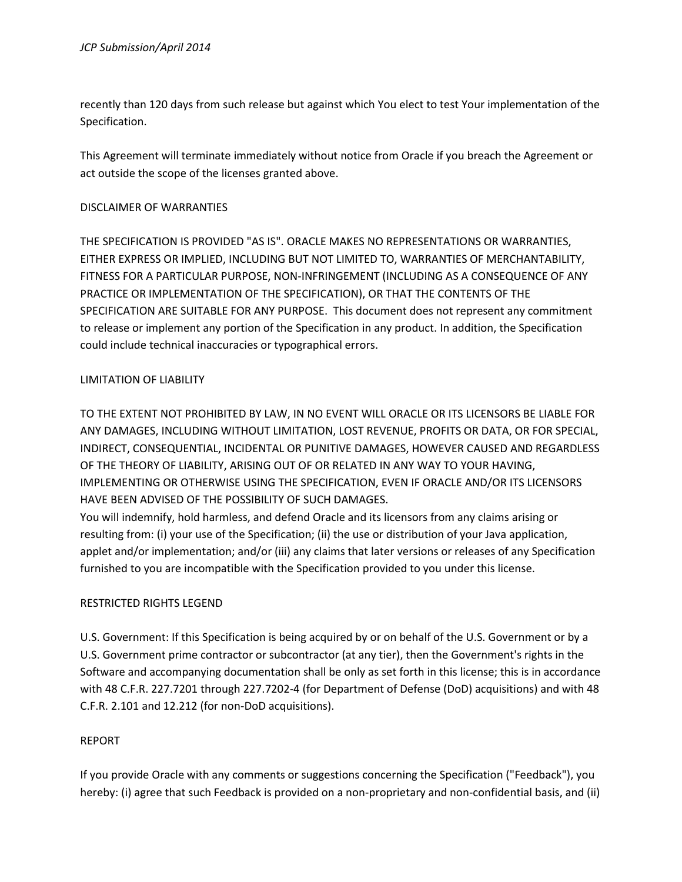recently than 120 days from such release but against which You elect to test Your implementation of the Specification.

This Agreement will terminate immediately without notice from Oracle if you breach the Agreement or act outside the scope of the licenses granted above.

DISCLAIMER OF WARRANTIES

THE SPECIFICATION IS PROVIDED "AS IS". ORACLE MAKES NO REPRESENTATIONS OR WARRANTIES, EITHER EXPRESS OR IMPLIED, INCLUDING BUT NOT LIMITED TO, WARRANTIES OF MERCHANTABILITY, FITNESS FOR A PARTICULAR PURPOSE, NON-INFRINGEMENT (INCLUDING AS A CONSEQUENCE OF ANY PRACTICE OR IMPLEMENTATION OF THE SPECIFICATION), OR THAT THE CONTENTS OF THE SPECIFICATION ARE SUITABLE FOR ANY PURPOSE. This document does not represent any commitment to release or implement any portion of the Specification in any product. In addition, the Specification could include technical inaccuracies or typographical errors.

LIMITATION OF LIABILITY

TO THE EXTENT NOT PROHIBITED BY LAW, IN NO EVENT WILL ORACLE OR ITS LICENSORS BE LIABLE FOR ANY DAMAGES, INCLUDING WITHOUT LIMITATION, LOST REVENUE, PROFITS OR DATA, OR FOR SPECIAL, INDIRECT, CONSEQUENTIAL, INCIDENTAL OR PUNITIVE DAMAGES, HOWEVER CAUSED AND REGARDLESS OF THE THEORY OF LIABILITY, ARISING OUT OF OR RELATED IN ANY WAY TO YOUR HAVING, IMPLEMENTING OR OTHERWISE USING THE SPECIFICATION, EVEN IF ORACLE AND/OR ITS LICENSORS HAVE BEEN ADVISED OF THE POSSIBILITY OF SUCH DAMAGES.
You will indemnify, hold harmless, and defend Oracle and its licensors from any claims arising or resulting from: (i) your use of the Specification; (ii) the use or distribution of your Java application, applet and/or implementation; and/or (iii) any claims that later versions or releases of any Specification furnished to you are incompatible with the Specification provided to you under this license.

RESTRICTED RIGHTS LEGEND

U.S. Government: If this Specification is being acquired by or on behalf of the U.S. Government or by a U.S. Government prime contractor or subcontractor (at any tier), then the Government's rights in the Software and accompanying documentation shall be only as set forth in this license; this is in accordance with 48 C.F.R. 227.7201 through 227.7202-4 (for Department of Defense (DoD) acquisitions) and with 48 C.F.R. 2.101 and 12.212 (for non-DoD acquisitions).

REPORT

If you provide Oracle with any comments or suggestions concerning the Specification ("Feedback"), you hereby: (i) agree that such Feedback is provided on a non-proprietary and non-confidential basis, and (ii)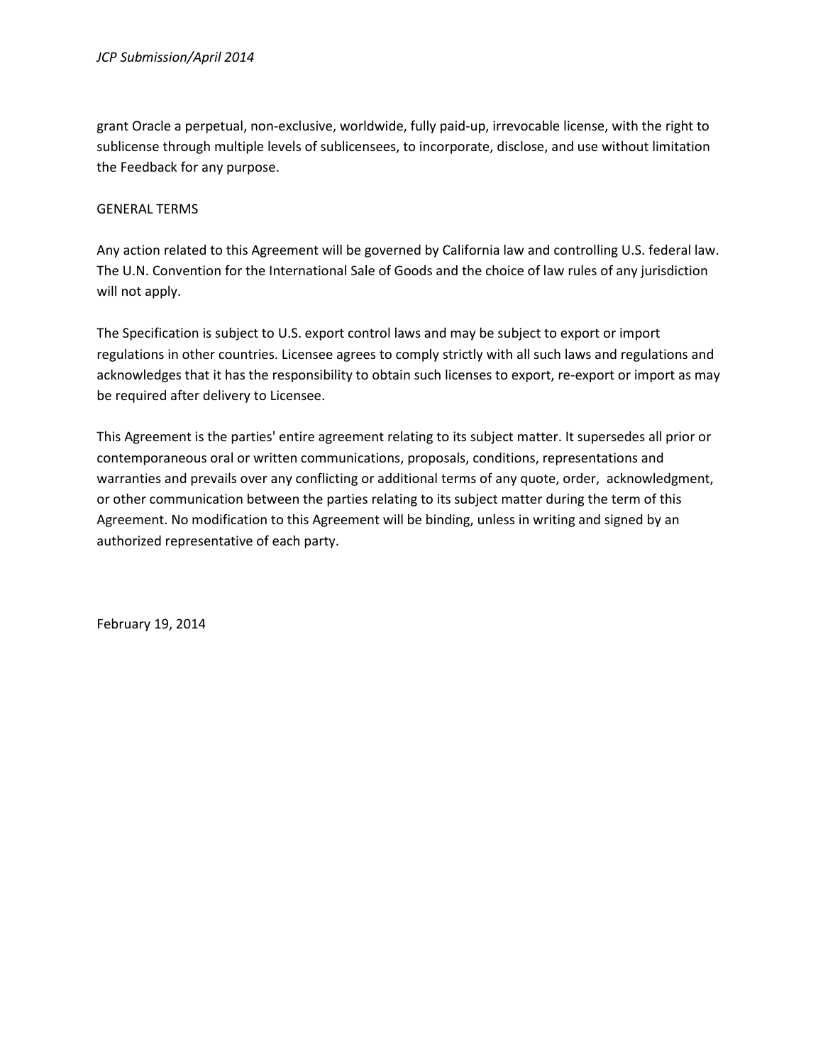grant Oracle a perpetual, non-exclusive, worldwide, fully paid-up, irrevocable license, with the right to sublicense through multiple levels of sublicensees, to incorporate, disclose, and use without limitation the Feedback for any purpose.

GENERAL TERMS

Any action related to this Agreement will be governed by California law and controlling U.S. federal law. The U.N. Convention for the International Sale of Goods and the choice of law rules of any jurisdiction will not apply.

The Specification is subject to U.S. export control laws and may be subject to export or import regulations in other countries. Licensee agrees to comply strictly with all such laws and regulations and acknowledges that it has the responsibility to obtain such licenses to export, re-export or import as may be required after delivery to Licensee.

This Agreement is the parties' entire agreement relating to its subject matter. It supersedes all prior or contemporaneous oral or written communications, proposals, conditions, representations and warranties and prevails over any conflicting or additional terms of any quote, order, acknowledgment, or other communication between the parties relating to its subject matter during the term of this Agreement. No modification to this Agreement will be binding, unless in writing and signed by an authorized representative of each party.

February 19, 2014